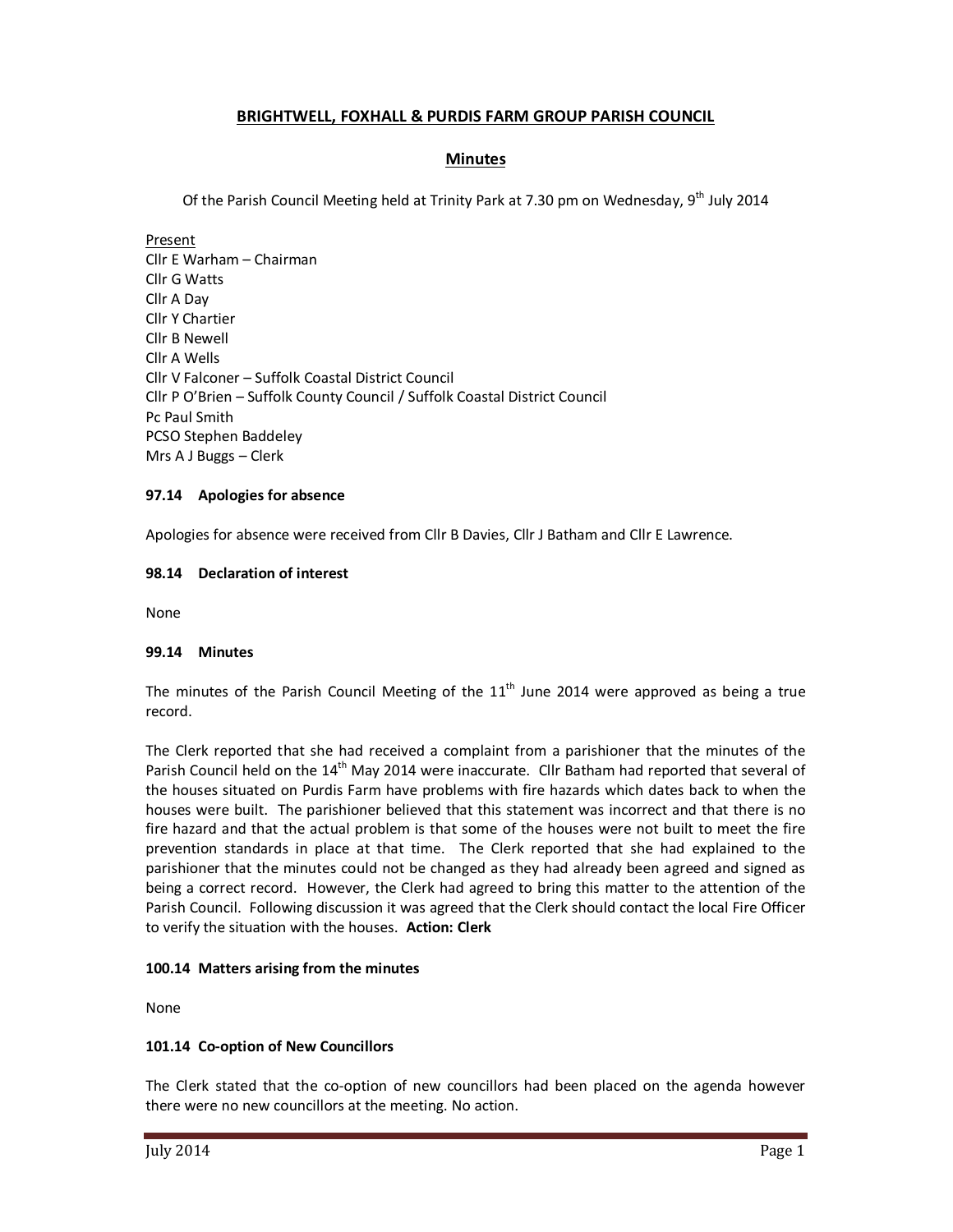# BRIGHTWELL, FOXHALL & PURDIS FARM GROUP PARISH COUNCIL

## Minutes

Of the Parish Council Meeting held at Trinity Park at 7.30 pm on Wednesday, 9th July 2014

Present
Cllr E Warham – Chairman
Cllr G Watts
Cllr A Day
Cllr Y Chartier
Cllr B Newell
Cllr A Wells
Cllr V Falconer – Suffolk Coastal District Council
Cllr P O'Brien – Suffolk County Council / Suffolk Coastal District Council
Pc Paul Smith
PCSO Stephen Baddeley
Mrs A J Buggs – Clerk

**97.14 Apologies for absence**

Apologies for absence were received from Cllr B Davies, Cllr J Batham and Cllr E Lawrence.

**98.14 Declaration of interest**

None

**99.14 Minutes**

The minutes of the Parish Council Meeting of the 11th June 2014 were approved as being a true record.

The Clerk reported that she had received a complaint from a parishioner that the minutes of the Parish Council held on the 14th May 2014 were inaccurate. Cllr Batham had reported that several of the houses situated on Purdis Farm have problems with fire hazards which dates back to when the houses were built. The parishioner believed that this statement was incorrect and that there is no fire hazard and that the actual problem is that some of the houses were not built to meet the fire prevention standards in place at that time. The Clerk reported that she had explained to the parishioner that the minutes could not be changed as they had already been agreed and signed as being a correct record. However, the Clerk had agreed to bring this matter to the attention of the Parish Council. Following discussion it was agreed that the Clerk should contact the local Fire Officer to verify the situation with the houses. **Action: Clerk**

**100.14 Matters arising from the minutes**

None

**101.14 Co-option of New Councillors**

The Clerk stated that the co-option of new councillors had been placed on the agenda however there were no new councillors at the meeting. No action.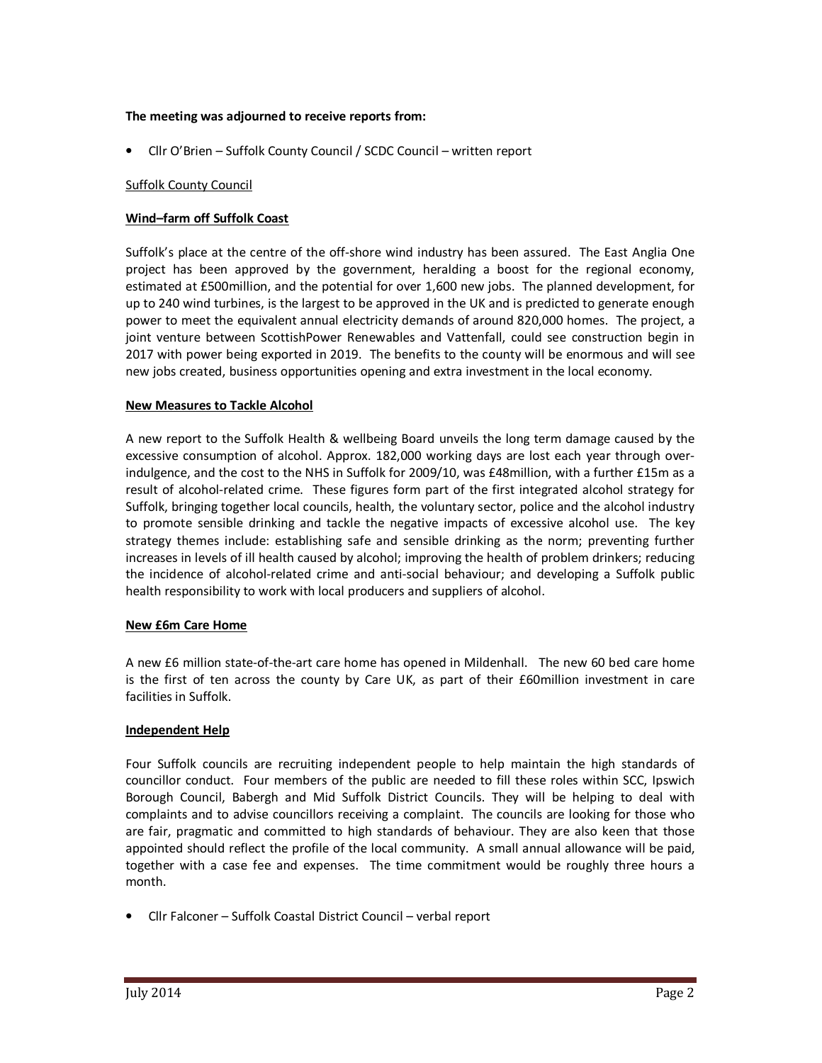**The meeting was adjourned to receive reports from:**

- Cllr O'Brien – Suffolk County Council / SCDC Council – written report

Suffolk County Council

**Wind–farm off Suffolk Coast**

Suffolk's place at the centre of the off-shore wind industry has been assured. The East Anglia One project has been approved by the government, heralding a boost for the regional economy, estimated at £500million, and the potential for over 1,600 new jobs. The planned development, for up to 240 wind turbines, is the largest to be approved in the UK and is predicted to generate enough power to meet the equivalent annual electricity demands of around 820,000 homes. The project, a joint venture between ScottishPower Renewables and Vattenfall, could see construction begin in 2017 with power being exported in 2019. The benefits to the county will be enormous and will see new jobs created, business opportunities opening and extra investment in the local economy.

**New Measures to Tackle Alcohol**

A new report to the Suffolk Health & wellbeing Board unveils the long term damage caused by the excessive consumption of alcohol. Approx. 182,000 working days are lost each year through over-indulgence, and the cost to the NHS in Suffolk for 2009/10, was £48million, with a further £15m as a result of alcohol-related crime. These figures form part of the first integrated alcohol strategy for Suffolk, bringing together local councils, health, the voluntary sector, police and the alcohol industry to promote sensible drinking and tackle the negative impacts of excessive alcohol use. The key strategy themes include: establishing safe and sensible drinking as the norm; preventing further increases in levels of ill health caused by alcohol; improving the health of problem drinkers; reducing the incidence of alcohol-related crime and anti-social behaviour; and developing a Suffolk public health responsibility to work with local producers and suppliers of alcohol.

**New £6m Care Home**

A new £6 million state-of-the-art care home has opened in Mildenhall. The new 60 bed care home is the first of ten across the county by Care UK, as part of their £60million investment in care facilities in Suffolk.

**Independent Help**

Four Suffolk councils are recruiting independent people to help maintain the high standards of councillor conduct. Four members of the public are needed to fill these roles within SCC, Ipswich Borough Council, Babergh and Mid Suffolk District Councils. They will be helping to deal with complaints and to advise councillors receiving a complaint. The councils are looking for those who are fair, pragmatic and committed to high standards of behaviour. They are also keen that those appointed should reflect the profile of the local community. A small annual allowance will be paid, together with a case fee and expenses. The time commitment would be roughly three hours a month.

- Cllr Falconer – Suffolk Coastal District Council – verbal report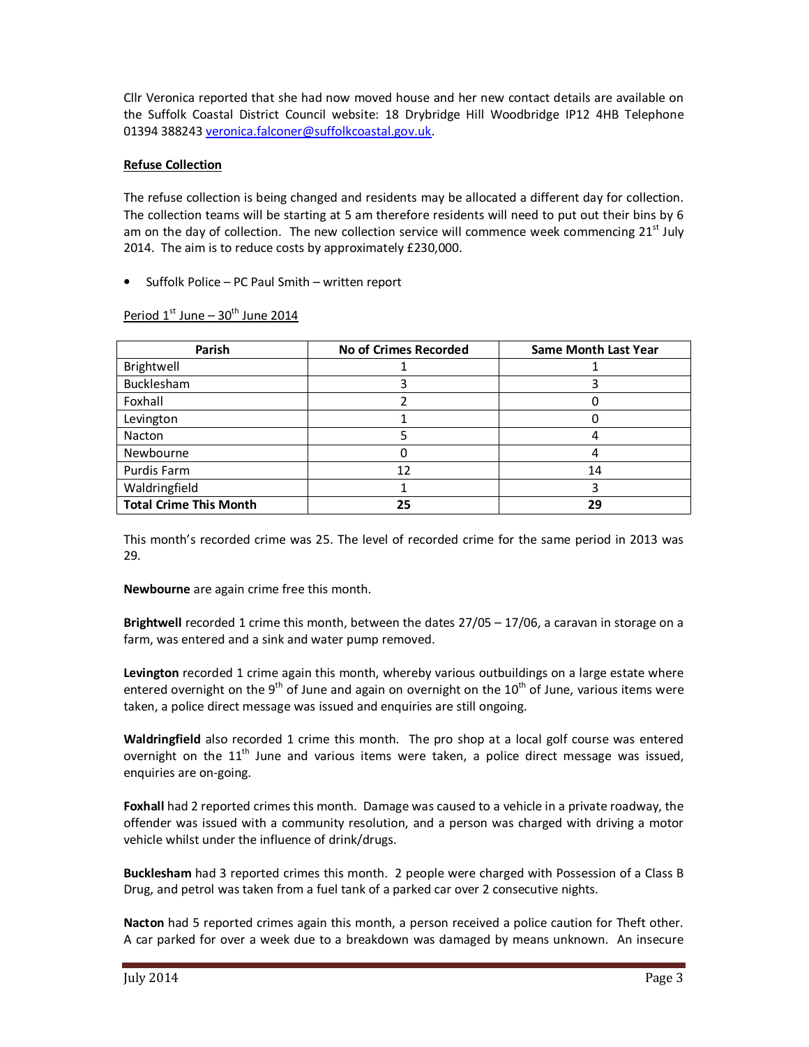Cllr Veronica reported that she had now moved house and her new contact details are available on the Suffolk Coastal District Council website: 18 Drybridge Hill Woodbridge IP12 4HB Telephone 01394 388243 veronica.falconer@suffolkcoastal.gov.uk.

**Refuse Collection**

The refuse collection is being changed and residents may be allocated a different day for collection. The collection teams will be starting at 5 am therefore residents will need to put out their bins by 6 am on the day of collection. The new collection service will commence week commencing 21st July 2014. The aim is to reduce costs by approximately £230,000.

- Suffolk Police – PC Paul Smith – written report

Period 1st June – 30th June 2014

| Parish | No of Crimes Recorded | Same Month Last Year |
|---|---|---|
| Brightwell | 1 | 1 |
| Bucklesham | 3 | 3 |
| Foxhall | 2 | 0 |
| Levington | 1 | 0 |
| Nacton | 5 | 4 |
| Newbourne | 0 | 4 |
| Purdis Farm | 12 | 14 |
| Waldringfield | 1 | 3 |
| **Total Crime This Month** | **25** | **29** |

This month's recorded crime was 25. The level of recorded crime for the same period in 2013 was 29.

**Newbourne** are again crime free this month.

**Brightwell** recorded 1 crime this month, between the dates 27/05 – 17/06, a caravan in storage on a farm, was entered and a sink and water pump removed.

**Levington** recorded 1 crime again this month, whereby various outbuildings on a large estate where entered overnight on the 9th of June and again on overnight on the 10th of June, various items were taken, a police direct message was issued and enquiries are still ongoing.

**Waldringfield** also recorded 1 crime this month. The pro shop at a local golf course was entered overnight on the 11th June and various items were taken, a police direct message was issued, enquiries are on-going.

**Foxhall** had 2 reported crimes this month. Damage was caused to a vehicle in a private roadway, the offender was issued with a community resolution, and a person was charged with driving a motor vehicle whilst under the influence of drink/drugs.

**Bucklesham** had 3 reported crimes this month. 2 people were charged with Possession of a Class B Drug, and petrol was taken from a fuel tank of a parked car over 2 consecutive nights.

**Nacton** had 5 reported crimes again this month, a person received a police caution for Theft other. A car parked for over a week due to a breakdown was damaged by means unknown. An insecure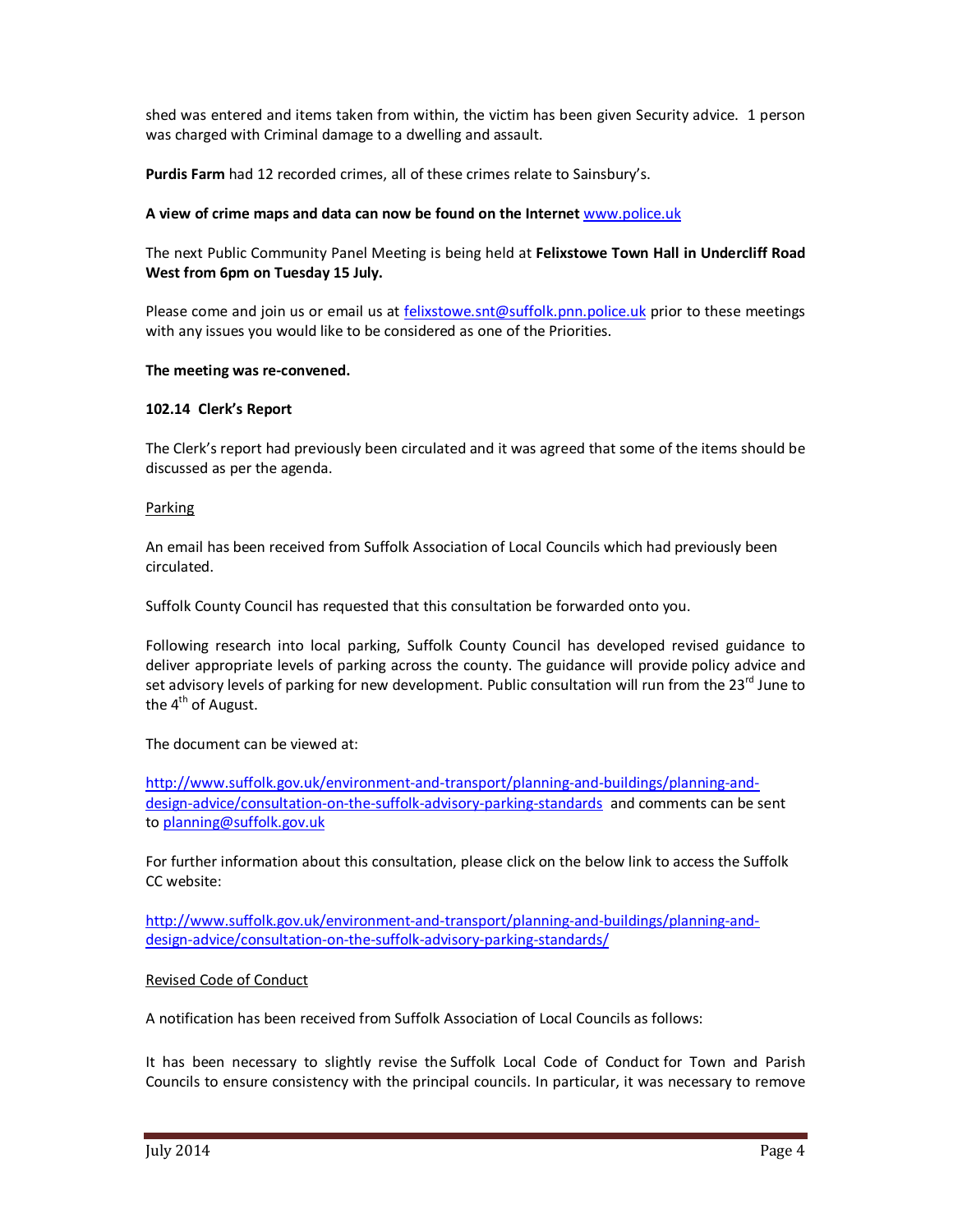shed was entered and items taken from within, the victim has been given Security advice. 1 person was charged with Criminal damage to a dwelling and assault.

**Purdis Farm** had 12 recorded crimes, all of these crimes relate to Sainsbury's.

**A view of crime maps and data can now be found on the Internet** www.police.uk

The next Public Community Panel Meeting is being held at **Felixstowe Town Hall in Undercliff Road West from 6pm on Tuesday 15 July.**

Please come and join us or email us at felixstowe.snt@suffolk.pnn.police.uk prior to these meetings with any issues you would like to be considered as one of the Priorities.

**The meeting was re-convened.**

**102.14 Clerk's Report**

The Clerk's report had previously been circulated and it was agreed that some of the items should be discussed as per the agenda.

Parking

An email has been received from Suffolk Association of Local Councils which had previously been circulated.

Suffolk County Council has requested that this consultation be forwarded onto you.

Following research into local parking, Suffolk County Council has developed revised guidance to deliver appropriate levels of parking across the county. The guidance will provide policy advice and set advisory levels of parking for new development. Public consultation will run from the 23rd June to the 4th of August.

The document can be viewed at:

http://www.suffolk.gov.uk/environment-and-transport/planning-and-buildings/planning-and-design-advice/consultation-on-the-suffolk-advisory-parking-standards and comments can be sent to planning@suffolk.gov.uk

For further information about this consultation, please click on the below link to access the Suffolk CC website:

http://www.suffolk.gov.uk/environment-and-transport/planning-and-buildings/planning-and-design-advice/consultation-on-the-suffolk-advisory-parking-standards/

Revised Code of Conduct

A notification has been received from Suffolk Association of Local Councils as follows:

It has been necessary to slightly revise the Suffolk Local Code of Conduct for Town and Parish Councils to ensure consistency with the principal councils. In particular, it was necessary to remove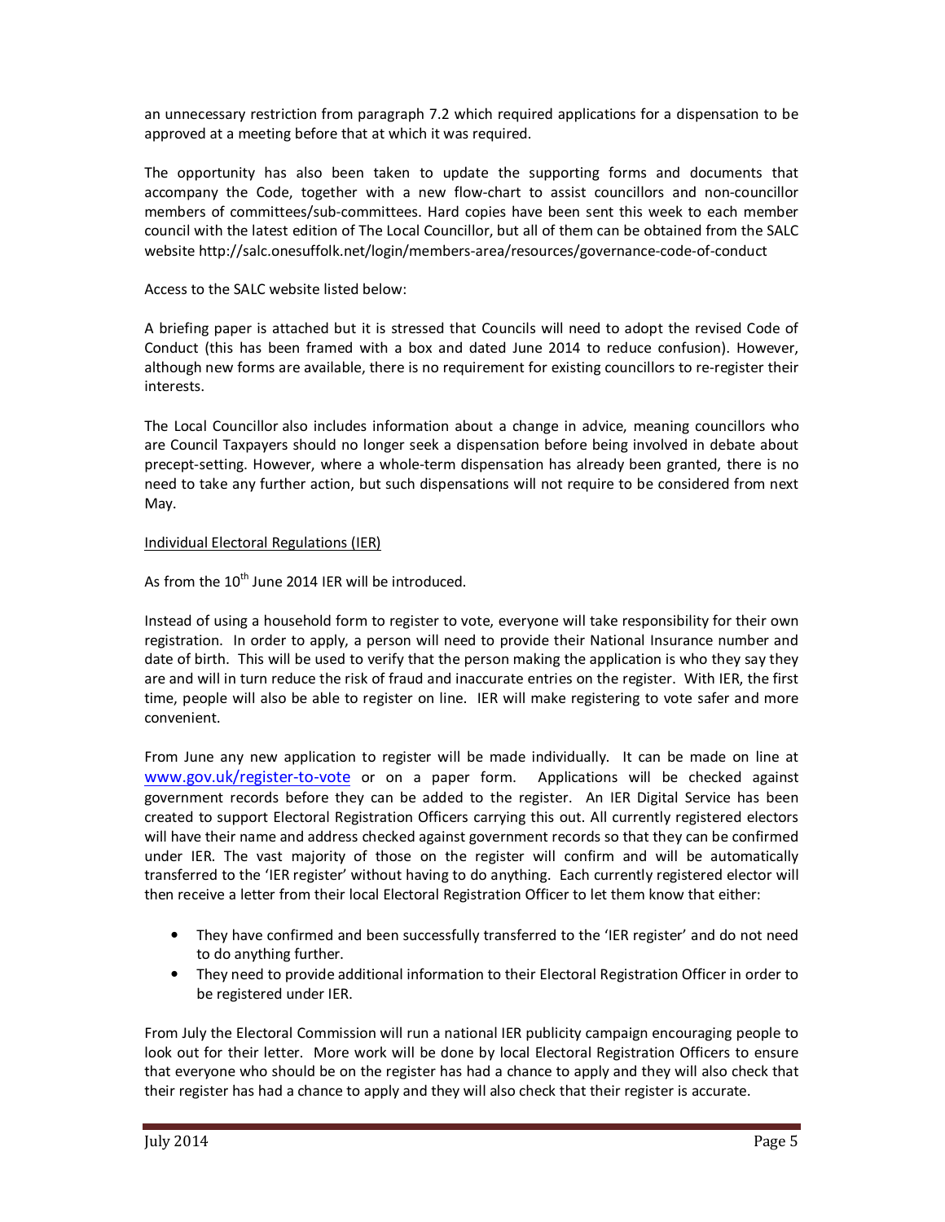an unnecessary restriction from paragraph 7.2 which required applications for a dispensation to be approved at a meeting before that at which it was required.

The opportunity has also been taken to update the supporting forms and documents that accompany the Code, together with a new flow-chart to assist councillors and non-councillor members of committees/sub-committees. Hard copies have been sent this week to each member council with the latest edition of The Local Councillor, but all of them can be obtained from the SALC website http://salc.onesuffolk.net/login/members-area/resources/governance-code-of-conduct

Access to the SALC website listed below:

A briefing paper is attached but it is stressed that Councils will need to adopt the revised Code of Conduct (this has been framed with a box and dated June 2014 to reduce confusion). However, although new forms are available, there is no requirement for existing councillors to re-register their interests.

The Local Councillor also includes information about a change in advice, meaning councillors who are Council Taxpayers should no longer seek a dispensation before being involved in debate about precept-setting. However, where a whole-term dispensation has already been granted, there is no need to take any further action, but such dispensations will not require to be considered from next May.

<u>Individual Electoral Regulations (IER)</u>

As from the 10th June 2014 IER will be introduced.

Instead of using a household form to register to vote, everyone will take responsibility for their own registration. In order to apply, a person will need to provide their National Insurance number and date of birth. This will be used to verify that the person making the application is who they say they are and will in turn reduce the risk of fraud and inaccurate entries on the register. With IER, the first time, people will also be able to register on line. IER will make registering to vote safer and more convenient.

From June any new application to register will be made individually. It can be made on line at www.gov.uk/register-to-vote or on a paper form. Applications will be checked against government records before they can be added to the register. An IER Digital Service has been created to support Electoral Registration Officers carrying this out. All currently registered electors will have their name and address checked against government records so that they can be confirmed under IER. The vast majority of those on the register will confirm and will be automatically transferred to the 'IER register' without having to do anything. Each currently registered elector will then receive a letter from their local Electoral Registration Officer to let them know that either:

- They have confirmed and been successfully transferred to the 'IER register' and do not need to do anything further.
- They need to provide additional information to their Electoral Registration Officer in order to be registered under IER.

From July the Electoral Commission will run a national IER publicity campaign encouraging people to look out for their letter. More work will be done by local Electoral Registration Officers to ensure that everyone who should be on the register has had a chance to apply and they will also check that their register has had a chance to apply and they will also check that their register is accurate.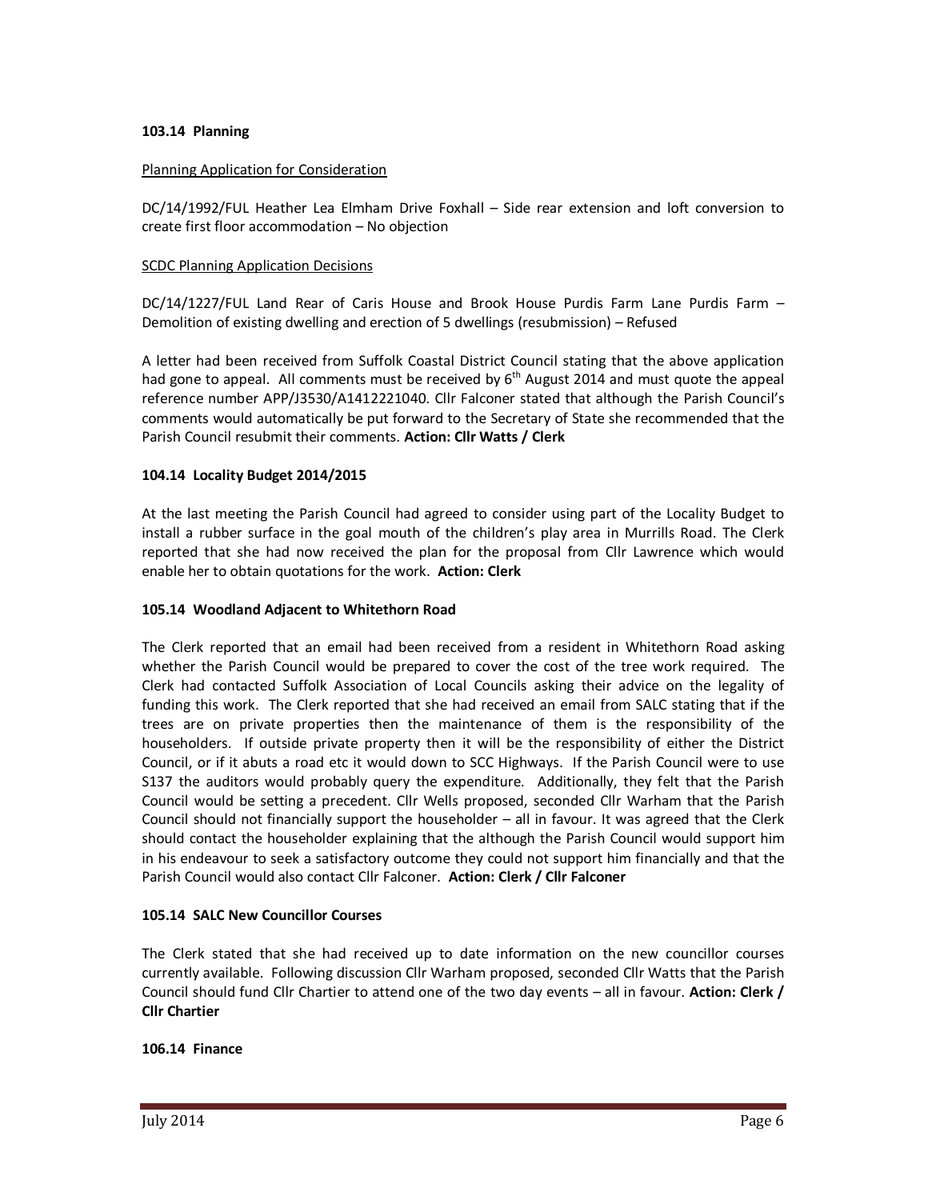### 103.14 Planning

Planning Application for Consideration

DC/14/1992/FUL Heather Lea Elmham Drive Foxhall – Side rear extension and loft conversion to create first floor accommodation – No objection

SCDC Planning Application Decisions

DC/14/1227/FUL Land Rear of Caris House and Brook House Purdis Farm Lane Purdis Farm – Demolition of existing dwelling and erection of 5 dwellings (resubmission) – Refused

A letter had been received from Suffolk Coastal District Council stating that the above application had gone to appeal. All comments must be received by 6th August 2014 and must quote the appeal reference number APP/J3530/A1412221040. Cllr Falconer stated that although the Parish Council's comments would automatically be put forward to the Secretary of State she recommended that the Parish Council resubmit their comments. **Action: Cllr Watts / Clerk**

### 104.14 Locality Budget 2014/2015

At the last meeting the Parish Council had agreed to consider using part of the Locality Budget to install a rubber surface in the goal mouth of the children's play area in Murrills Road. The Clerk reported that she had now received the plan for the proposal from Cllr Lawrence which would enable her to obtain quotations for the work. **Action: Clerk**

### 105.14 Woodland Adjacent to Whitethorn Road

The Clerk reported that an email had been received from a resident in Whitethorn Road asking whether the Parish Council would be prepared to cover the cost of the tree work required. The Clerk had contacted Suffolk Association of Local Councils asking their advice on the legality of funding this work. The Clerk reported that she had received an email from SALC stating that if the trees are on private properties then the maintenance of them is the responsibility of the householders. If outside private property then it will be the responsibility of either the District Council, or if it abuts a road etc it would down to SCC Highways. If the Parish Council were to use S137 the auditors would probably query the expenditure. Additionally, they felt that the Parish Council would be setting a precedent. Cllr Wells proposed, seconded Cllr Warham that the Parish Council should not financially support the householder – all in favour. It was agreed that the Clerk should contact the householder explaining that the although the Parish Council would support him in his endeavour to seek a satisfactory outcome they could not support him financially and that the Parish Council would also contact Cllr Falconer. **Action: Clerk / Cllr Falconer**

### 105.14 SALC New Councillor Courses

The Clerk stated that she had received up to date information on the new councillor courses currently available. Following discussion Cllr Warham proposed, seconded Cllr Watts that the Parish Council should fund Cllr Chartier to attend one of the two day events – all in favour. **Action: Clerk / Cllr Chartier**

### 106.14 Finance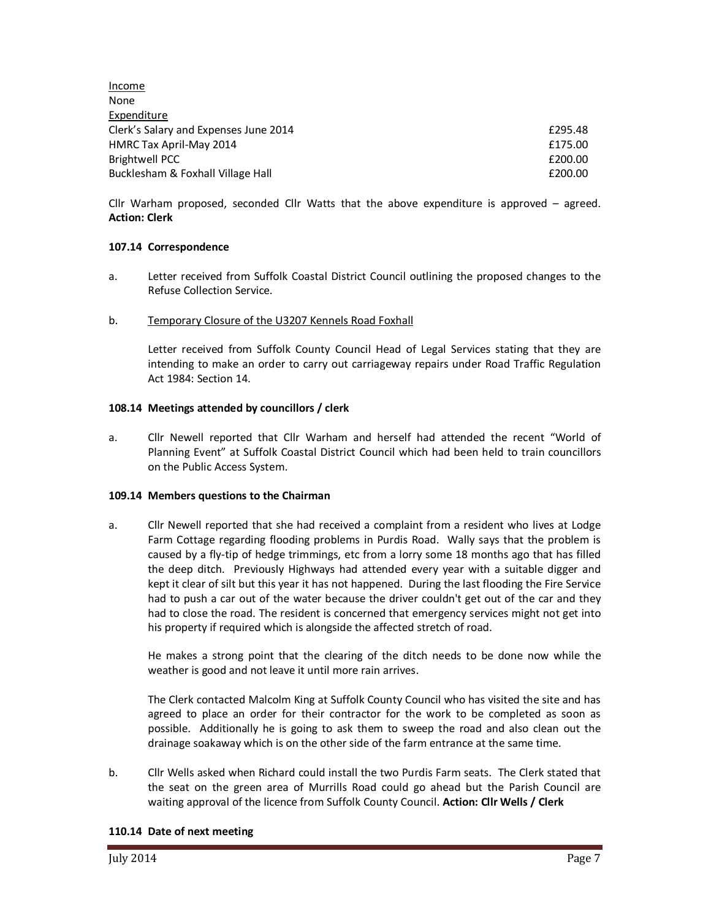Income
None

Expenditure

| | |
|---|---|
| Clerk's Salary and Expenses June 2014 | £295.48 |
| HMRC Tax April-May 2014 | £175.00 |
| Brightwell PCC | £200.00 |
| Bucklesham & Foxhall Village Hall | £200.00 |

Cllr Warham proposed, seconded Cllr Watts that the above expenditure is approved – agreed. **Action: Clerk**

### 107.14 Correspondence

a. Letter received from Suffolk Coastal District Council outlining the proposed changes to the Refuse Collection Service.

b. Temporary Closure of the U3207 Kennels Road Foxhall

   Letter received from Suffolk County Council Head of Legal Services stating that they are intending to make an order to carry out carriageway repairs under Road Traffic Regulation Act 1984: Section 14.

### 108.14 Meetings attended by councillors / clerk

a. Cllr Newell reported that Cllr Warham and herself had attended the recent "World of Planning Event" at Suffolk Coastal District Council which had been held to train councillors on the Public Access System.

### 109.14 Members questions to the Chairman

a. Cllr Newell reported that she had received a complaint from a resident who lives at Lodge Farm Cottage regarding flooding problems in Purdis Road. Wally says that the problem is caused by a fly-tip of hedge trimmings, etc from a lorry some 18 months ago that has filled the deep ditch. Previously Highways had attended every year with a suitable digger and kept it clear of silt but this year it has not happened. During the last flooding the Fire Service had to push a car out of the water because the driver couldn't get out of the car and they had to close the road. The resident is concerned that emergency services might not get into his property if required which is alongside the affected stretch of road.

   He makes a strong point that the clearing of the ditch needs to be done now while the weather is good and not leave it until more rain arrives.

   The Clerk contacted Malcolm King at Suffolk County Council who has visited the site and has agreed to place an order for their contractor for the work to be completed as soon as possible. Additionally he is going to ask them to sweep the road and also clean out the drainage soakaway which is on the other side of the farm entrance at the same time.

b. Cllr Wells asked when Richard could install the two Purdis Farm seats. The Clerk stated that the seat on the green area of Murrills Road could go ahead but the Parish Council are waiting approval of the licence from Suffolk County Council. **Action: Cllr Wells / Clerk**

### 110.14 Date of next meeting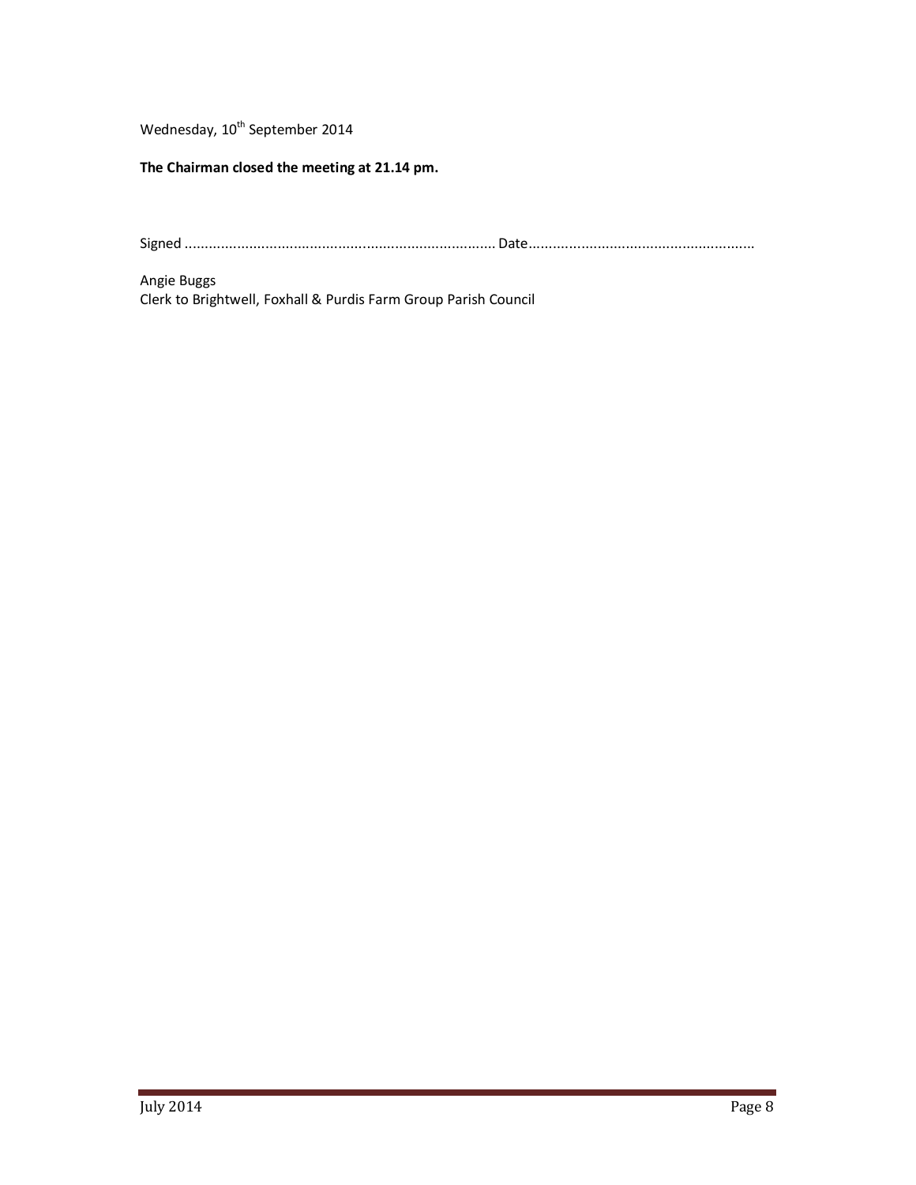Wednesday, 10th September 2014

**The Chairman closed the meeting at 21.14 pm.**

Signed ............................................................................ Date.......................................................

Angie Buggs
Clerk to Brightwell, Foxhall & Purdis Farm Group Parish Council